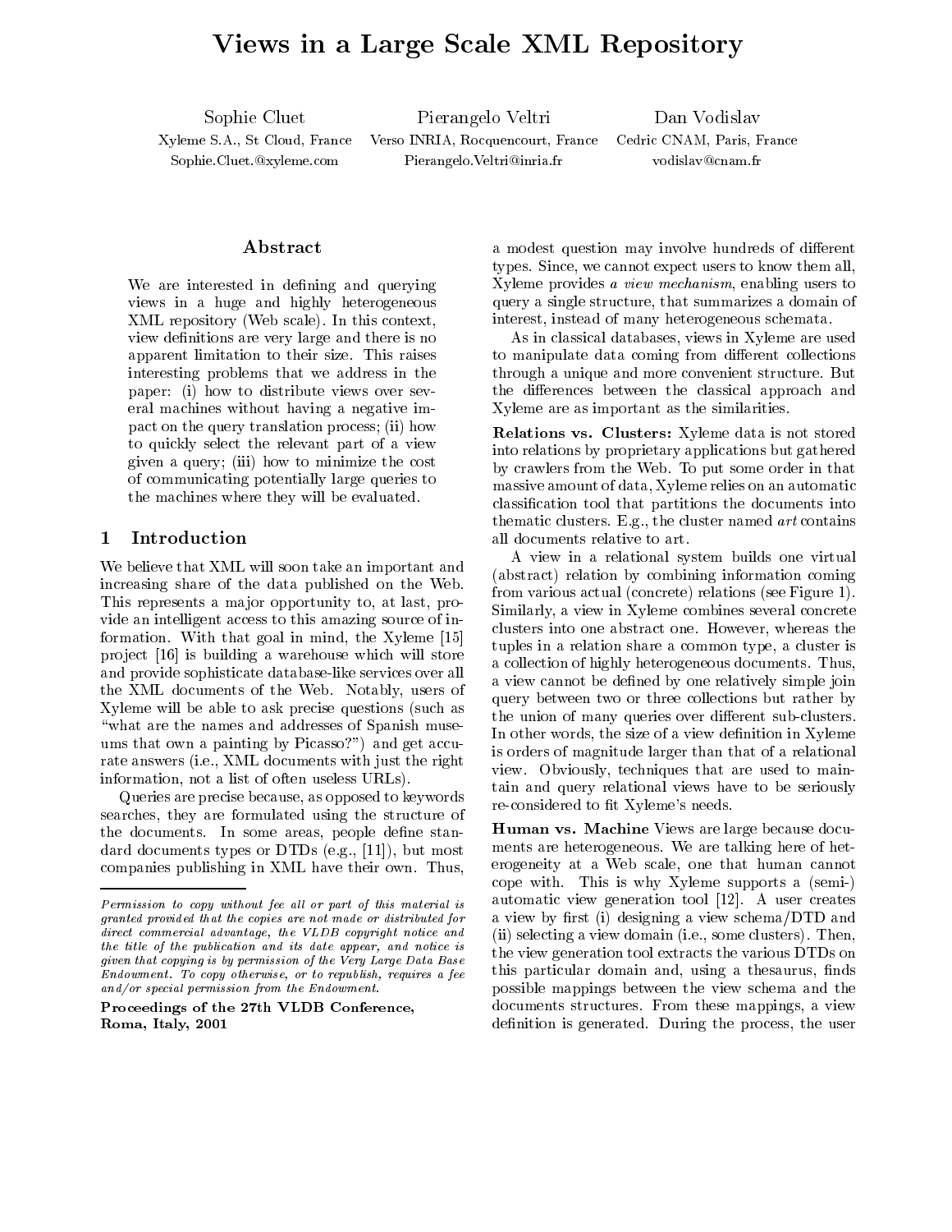# Views in a Large Scale XML Repository

Sophie Cluet
Xyleme S.A., St Cloud, France
Sophie.Cluet.@xyleme.com

Pierangelo Veltri
Verso INRIA, Rocquencourt, France
Pierangelo.Veltri@inria.fr

Dan Vodislav
Cedric CNAM, Paris, France
vodislav@cnam.fr

## Abstract

We are interested in defining and querying views in a huge and highly heterogeneous XML repository (Web scale). In this context, view definitions are very large and there is no apparent limitation to their size. This raises interesting problems that we address in the paper: (i) how to distribute views over several machines without having a negative impact on the query translation process; (ii) how to quickly select the relevant part of a view given a query; (iii) how to minimize the cost of communicating potentially large queries to the machines where they will be evaluated.

## 1 Introduction

We believe that XML will soon take an important and increasing share of the data published on the Web. This represents a major opportunity to, at last, provide an intelligent access to this amazing source of information. With that goal in mind, the Xyleme [15] project [16] is building a warehouse which will store and provide sophisticated database-like services over all the XML documents of the Web. Notably, users of Xyleme will be able to ask precise questions (such as "what are the names and addresses of Spanish museums that own a painting by Picasso?") and get accurate answers (i.e., XML documents with just the right information, not a list of often useless URLs).

Queries are precise because, as opposed to keywords searches, they are formulated using the structure of the documents. In some areas, people define standard documents types or DTDs (e.g., [11]), but most companies publishing in XML have their own. Thus, a modest question may involve hundreds of different types. Since, we cannot expect users to know them all, Xyleme provides *a view mechanism*, enabling users to query a single structure, that summarizes a domain of interest, instead of many heterogeneous schemata.

As in classical databases, views in Xyleme are used to manipulate data coming from different collections through a unique and more convenient structure. But the differences between the classical approach and Xyleme are as important as the similarities.

**Relations vs. Clusters:** Xyleme data is not stored into relations by proprietary applications but gathered by crawlers from the Web. To put some order in that massive amount of data, Xyleme relies on an automatic classification tool that partitions the documents into thematic clusters. E.g., the cluster named *art* contains all documents relative to art.

A view in a relational system builds one virtual (abstract) relation by combining information coming from various actual (concrete) relations (see Figure 1). Similarly, a view in Xyleme combines several concrete clusters into one abstract one. However, whereas the tuples in a relation share a common type, a cluster is a collection of highly heterogeneous documents. Thus, a view cannot be defined by one relatively simple join query between two or three collections but rather by the union of many queries over different sub-clusters. In other words, the size of a view definition in Xyleme is orders of magnitude larger than that of a relational view. Obviously, techniques that are used to maintain and query relational views have to be seriously re-considered to fit Xyleme's needs.

**Human vs. Machine** Views are large because documents are heterogeneous. We are talking here of heterogeneity at a Web scale, one that human cannot cope with. This is why Xyleme supports a (semi-) automatic view generation tool [12]. A user creates a view by first (i) designing a view schema/DTD and (ii) selecting a view domain (i.e., some clusters). Then, the view generation tool extracts the various DTDs on this particular domain and, using a thesaurus, finds possible mappings between the view schema and the documents structures. From these mappings, a view definition is generated. During the process, the user

*Permission to copy without fee all or part of this material is granted provided that the copies are not made or distributed for direct commercial advantage, the VLDB copyright notice and the title of the publication and its date appear, and notice is given that copying is by permission of the Very Large Data Base Endowment. To copy otherwise, or to republish, requires a fee and/or special permission from the Endowment.*

**Proceedings of the 27th VLDB Conference, Roma, Italy, 2001**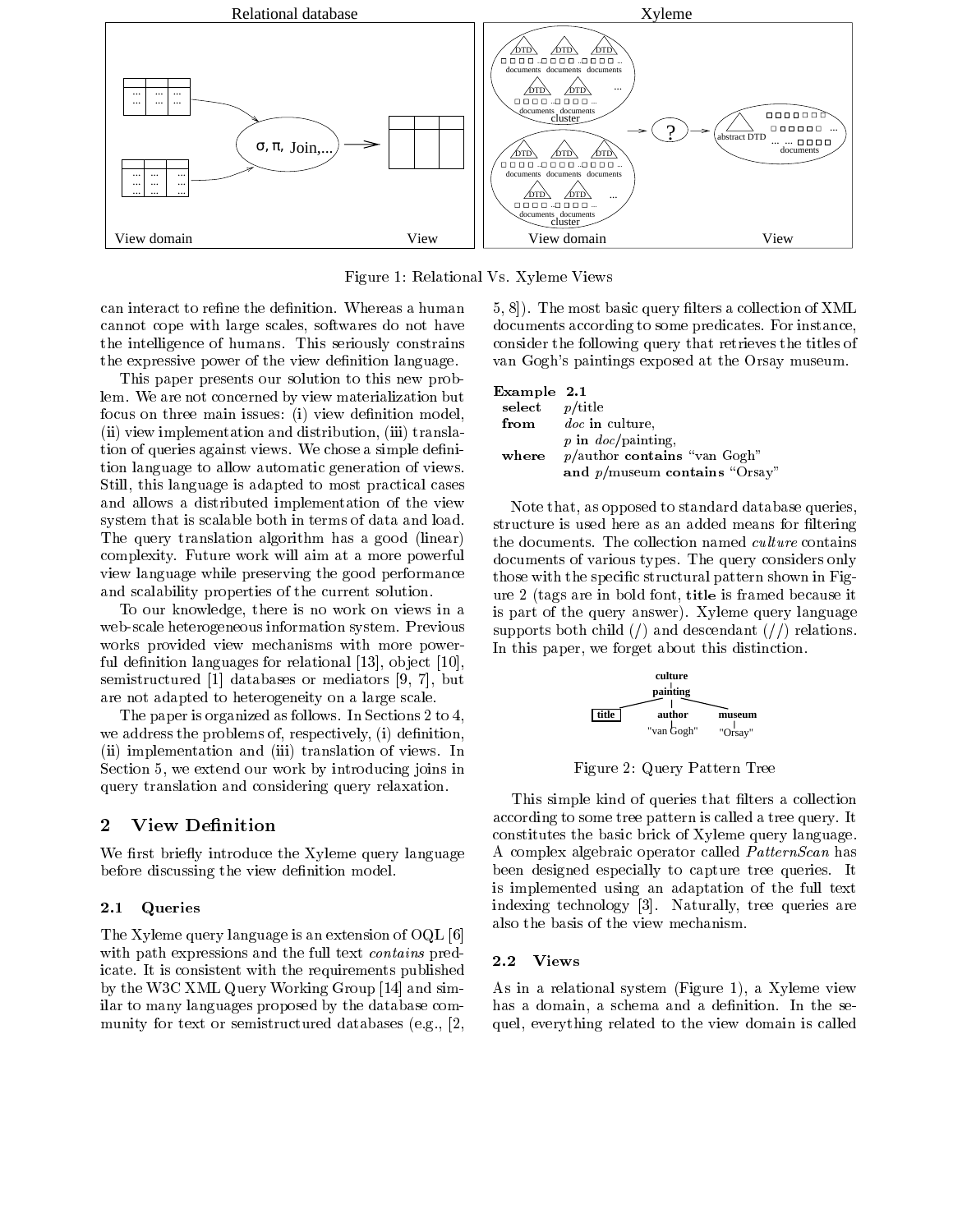Figure 1: Relational Vs. Xyleme Views

can interact to refine the definition. Whereas a human cannot cope with large scales, softwares do not have the intelligence of humans. This seriously constrains the expressive power of the view definition language.

This paper presents our solution to this new problem. We are not concerned by view materialization but focus on three main issues: (i) view definition model, (ii) view implementation and distribution, (iii) translation of queries against views. We chose a simple definition language to allow automatic generation of views. Still, this language is adapted to most practical cases and allows a distributed implementation of the view system that is scalable both in terms of data and load. The query translation algorithm has a good (linear) complexity. Future work will aim at a more powerful view language while preserving the good performance and scalability properties of the current solution.

To our knowledge, there is no work on views in a web-scale heterogeneous information system. Previous works provided view mechanisms with more powerful definition languages for relational [13], object [10], semistructured [1] databases or mediators [9, 7], but are not adapted to heterogeneity on a large scale.

The paper is organized as follows. In Sections 2 to 4, we address the problems of, respectively, (i) definition, (ii) implementation and (iii) translation of views. In Section 5, we extend our work by introducing joins in query translation and considering query relaxation.

## 2 View Definition

We first briefly introduce the Xyleme query language before discussing the view definition model.

### 2.1 Queries

The Xyleme query language is an extension of OQL [6] with path expressions and the full text *contains* predicate. It is consistent with the requirements published by the W3C XML Query Working Group [14] and similar to many languages proposed by the database community for text or semistructured databases (e.g., [2, 5, 8]). The most basic query filters a collection of XML documents according to some predicates. For instance, consider the following query that retrieves the titles of van Gogh's paintings exposed at the Orsay museum.

**Example 2.1**

**select** *p*/title
**from** *doc* **in** culture,
*p* **in** *doc*/painting,
**where** *p*/author **contains** "van Gogh"
**and** *p*/museum **contains** "Orsay"

Note that, as opposed to standard database queries, structure is used here as an added means for filtering the documents. The collection named *culture* contains documents of various types. The query considers only those with the specific structural pattern shown in Figure 2 (tags are in bold font, **title** is framed because it is part of the query answer). Xyleme query language supports both child (/) and descendant (//) relations. In this paper, we forget about this distinction.

Figure 2: Query Pattern Tree

This simple kind of queries that filters a collection according to some tree pattern is called a tree query. It constitutes the basic brick of Xyleme query language. A complex algebraic operator called *PatternScan* has been designed especially to capture tree queries. It is implemented using an adaptation of the full text indexing technology [3]. Naturally, tree queries are also the basis of the view mechanism.

### 2.2 Views

As in a relational system (Figure 1), a Xyleme view has a domain, a schema and a definition. In the sequel, everything related to the view domain is called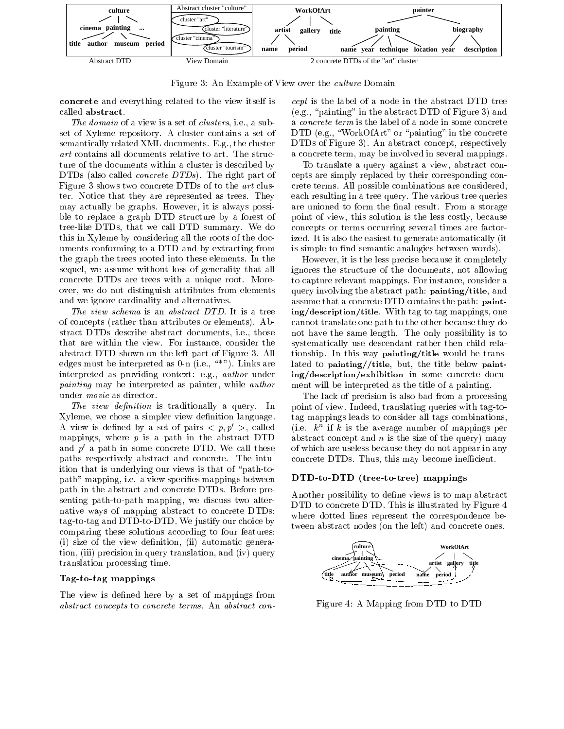Figure 3: An Example of View over the *culture* Domain

**concrete** and everything related to the view itself is called **abstract**.

*The domain* of a view is a set of *clusters*, i.e., a subset of Xyleme repository. A cluster contains a set of semantically related XML documents. E.g., the cluster *art* contains all documents relative to art. The structure of the documents within a cluster is described by DTDs (also called *concrete DTDs*). The right part of Figure 3 shows two concrete DTDs of to the *art* cluster. Notice that they are represented as trees. They may actually be graphs. However, it is always possible to replace a graph DTD structure by a forest of tree-like DTDs, that we call DTD summary. We do this in Xyleme by considering all the roots of the documents conforming to a DTD and by extracting from the graph the trees rooted into these elements. In the sequel, we assume without loss of generality that all concrete DTDs are trees with a unique root. Moreover, we do not distinguish attributes from elements and we ignore cardinality and alternatives.

*The view schema* is an *abstract DTD*. It is a tree of concepts (rather than attributes or elements). Abstract DTDs describe abstract documents, i.e., those that are within the view. For instance, consider the abstract DTD shown on the left part of Figure 3. All edges must be interpreted as 0-n (i.e., "*"). Links are interpreted as providing context: e.g., *author* under *painting* may be interpreted as painter, while *author* under *movie* as director.

*The view definition* is traditionally a query. In Xyleme, we chose a simpler view definition language. A view is defined by a set of pairs $< p, p' >$, called mappings, where $p$ is a path in the abstract DTD and $p'$ a path in some concrete DTD. We call these paths respectively abstract and concrete. The intuition that is underlying our views is that of "path-to-path" mapping, i.e. a view specifies mappings between path in the abstract and concrete DTDs. Before presenting path-to-path mapping, we discuss two alternative ways of mapping abstract to concrete DTDs: tag-to-tag and DTD-to-DTD. We justify our choice by comparing these solutions according to four features: (i) size of the view definition, (ii) automatic generation, (iii) precision in query translation, and (iv) query translation processing time.

### Tag-to-tag mappings

The view is defined here by a set of mappings from *abstract concepts* to *concrete terms*. An *abstract concept* is the label of a node in the abstract DTD tree (e.g., "painting" in the abstract DTD of Figure 3) and a *concrete term* is the label of a node in some concrete DTD (e.g., "WorkOfArt" or "painting" in the concrete DTDs of Figure 3). An abstract concept, respectively a concrete term, may be involved in several mappings.

To translate a query against a view, abstract concepts are simply replaced by their corresponding concrete terms. All possible combinations are considered, each resulting in a tree query. The various tree queries are unioned to form the final result. From a storage point of view, this solution is the less costly, because concepts or terms occurring several times are factorized. It is also the easiest to generate automatically (it is simple to find semantic analogies between words).

However, it is the less precise because it completely ignores the structure of the documents, not allowing to capture relevant mappings. For instance, consider a query involving the abstract path: **painting/title**, and assume that a concrete DTD contains the path: **painting/description/title**. With tag to tag mappings, one cannot translate one path to the other because they do not have the same length. The only possibility is to systematically use descendant rather then child relationship. In this way **painting/title** would be translated to **painting//title**, but, the title below **painting/description/exhibition** in some concrete document will be interpreted as the title of a painting.

The lack of precision is also bad from a processing point of view. Indeed, translating queries with tag-to-tag mappings leads to consider all tags combinations, (i.e. $k^n$ if $k$ is the average number of mappings per abstract concept and $n$ is the size of the query) many of which are useless because they do not appear in any concrete DTDs. Thus, this may become inefficient.

### DTD-to-DTD (tree-to-tree) mappings

Another possibility to define views is to map abstract DTD to concrete DTD. This is illustrated by Figure 4 where dotted lines represent the correspondence between abstract nodes (on the left) and concrete ones.

Figure 4: A Mapping from DTD to DTD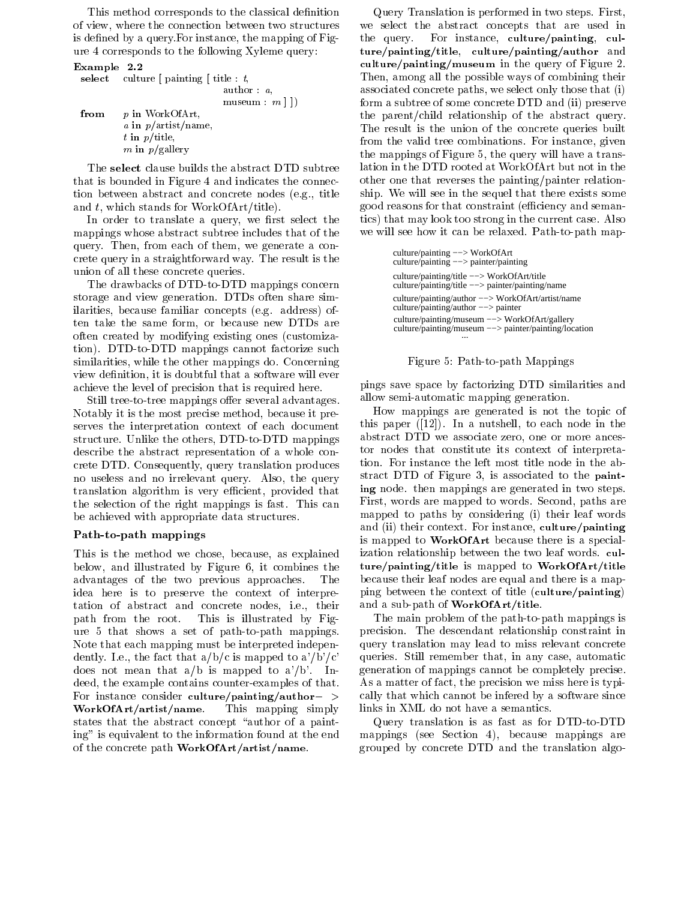This method corresponds to the classical definition of view, where the connection between two structures is defined by a query. For instance, the mapping of Figure 4 corresponds to the following Xyleme query:

**Example 2.2**

```
select   culture [ painting [ title : t,
                              author : a,
                              museum : m ] ])
from     p in WorkOfArt,
         a in p/artist/name,
         t in p/title,
         m in p/gallery
```

The **select** clause builds the abstract DTD subtree that is bounded in Figure 4 and indicates the connection between abstract and concrete nodes (e.g., title and $t$, which stands for WorkOfArt/title).

In order to translate a query, we first select the mappings whose abstract subtree includes that of the query. Then, from each of them, we generate a concrete query in a straightforward way. The result is the union of all these concrete queries.

The drawbacks of DTD-to-DTD mappings concern storage and view generation. DTDs often share similarities, because familiar concepts (e.g. address) often take the same form, or because new DTDs are often created by modifying existing ones (customization). DTD-to-DTD mappings cannot factorize such similarities, while the other mappings do. Concerning view definition, it is doubtful that a software will ever achieve the level of precision that is required here.

Still tree-to-tree mappings offer several advantages. Notably it is the most precise method, because it preserves the interpretation context of each document structure. Unlike the others, DTD-to-DTD mappings describe the abstract representation of a whole concrete DTD. Consequently, query translation produces no useless and no irrelevant query. Also, the query translation algorithm is very efficient, provided that the selection of the right mappings is fast. This can be achieved with appropriate data structures.

### Path-to-path mappings

This is the method we chose, because, as explained below, and illustrated by Figure 6, it combines the advantages of the two previous approaches. The idea here is to preserve the context of interpretation of abstract and concrete nodes, i.e., their path from the root. This is illustrated by Figure 5 that shows a set of path-to-path mappings. Note that each mapping must be interpreted independently. I.e., the fact that a/b/c is mapped to a'/b'/c' does not mean that a/b is mapped to a'/b'. Indeed, the example contains counter-examples of that. For instance consider **culture/painting/author− > WorkOfArt/artist/name**. This mapping simply states that the abstract concept "author of a painting" is equivalent to the information found at the end of the concrete path **WorkOfArt/artist/name**.

Query Translation is performed in two steps. First, we select the abstract concepts that are used in the query. For instance, **culture/painting**, **culture/painting/title**, **culture/painting/author** and **culture/painting/museum** in the query of Figure 2. Then, among all the possible ways of combining their associated concrete paths, we select only those that (i) form a subtree of some concrete DTD and (ii) preserve the parent/child relationship of the abstract query. The result is the union of the concrete queries built from the valid tree combinations. For instance, given the mappings of Figure 5, the query will have a translation in the DTD rooted at WorkOfArt but not in the other one that reverses the painting/painter relationship. We will see in the sequel that there exists some good reasons for that constraint (efficiency and semantics) that may look too strong in the current case. Also we will see how it can be relaxed. Path-to-path mappings save space by factorizing DTD similarities and allow semi-automatic mapping generation.

```
culture/painting --> WorkOfArt
culture/painting --> painter/painting

culture/painting/title --> WorkOfArt/title
culture/painting/title --> painter/painting/name

culture/painting/author --> WorkOfArt/artist/name
culture/painting/author --> painter

culture/painting/museum --> WorkOfArt/gallery
culture/painting/museum --> painter/painting/location
...
```

Figure 5: Path-to-path Mappings

How mappings are generated is not the topic of this paper ([12]). In a nutshell, to each node in the abstract DTD we associate zero, one or more ancestor nodes that constitute its context of interpretation. For instance the left most title node in the abstract DTD of Figure 3, is associated to the **painting** node. then mappings are generated in two steps. First, words are mapped to words. Second, paths are mapped to paths by considering (i) their leaf words and (ii) their context. For instance, **culture/painting** is mapped to **WorkOfArt** because there is a specialization relationship between the two leaf words. **culture/painting/title** is mapped to **WorkOfArt/title** because their leaf nodes are equal and there is a mapping between the context of title (**culture/painting**) and a sub-path of **WorkOfArt/title**.

The main problem of the path-to-path mappings is precision. The descendant relationship constraint in query translation may lead to miss relevant concrete queries. Still remember that, in any case, automatic generation of mappings cannot be completely precise. As a matter of fact, the precision we miss here is typically that which cannot be infered by a software since links in XML do not have a semantics.

Query translation is as fast as for DTD-to-DTD mappings (see Section 4), because mappings are grouped by concrete DTD and the translation algo-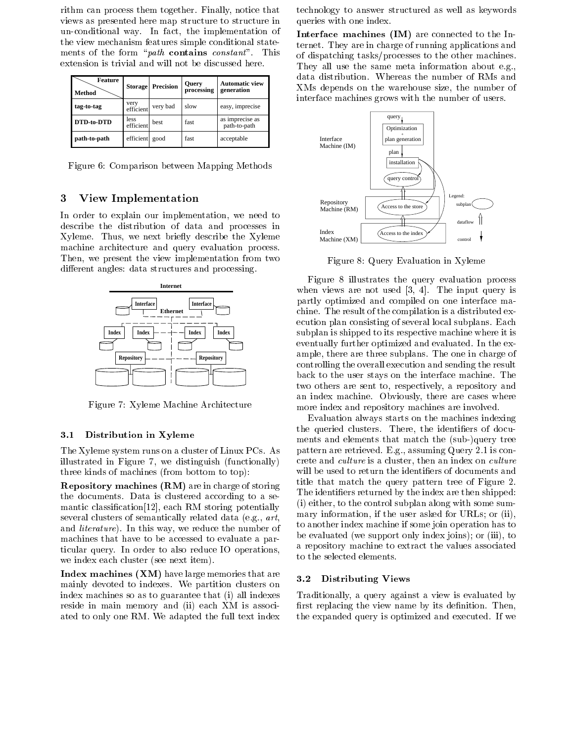rithm can process them together. Finally, notice that views as presented here map structure to structure in un-conditional way. In fact, the implementation of the view mechanism features simple conditional statements of the form "*path* **contains** *constant*". This extension is trivial and will not be discussed here.

| Method \ Feature | Storage | Precision | Query processing | Automatic view generation |
|---|---|---|---|---|
| **tag-to-tag** | very efficient | very bad | slow | easy, imprecise |
| **DTD-to-DTD** | less efficient | best | fast | as imprecise as path-to-path |
| **path-to-path** | efficient | good | fast | acceptable |

Figure 6: Comparison between Mapping Methods

## 3 View Implementation

In order to explain our implementation, we need to describe the distribution of data and processes in Xyleme. Thus, we next briefly describe the Xyleme machine architecture and query evaluation process. Then, we present the view implementation from two different angles: data structures and processing.

Figure 7: Xyleme Machine Architecture

### 3.1 Distribution in Xyleme

The Xyleme system runs on a cluster of Linux PCs. As illustrated in Figure 7, we distinguish (functionally) three kinds of machines (from bottom to top):

**Repository machines (RM)** are in charge of storing the documents. Data is clustered according to a semantic classification[12], each RM storing potentially several clusters of semantically related data (e.g., *art*, and *literature*). In this way, we reduce the number of machines that have to be accessed to evaluate a particular query. In order to also reduce IO operations, we index each cluster (see next item).

**Index machines (XM)** have large memories that are mainly devoted to indexes. We partition clusters on index machines so as to guarantee that (i) all indexes reside in main memory and (ii) each XM is associated to only one RM. We adapted the full text index technology to answer structured as well as keywords queries with one index.

**Interface machines (IM)** are connected to the Internet. They are in charge of running applications and of dispatching tasks/processes to the other machines. They all use the same meta information about e.g., data distribution. Whereas the number of RMs and XMs depends on the warehouse size, the number of interface machines grows with the number of users.

Figure 8: Query Evaluation in Xyleme

Figure 8 illustrates the query evaluation process when views are not used [3, 4]. The input query is partly optimized and compiled on one interface machine. The result of the compilation is a distributed execution plan consisting of several local subplans. Each subplan is shipped to its respective machine where it is eventually further optimized and evaluated. In the example, there are three subplans. The one in charge of controlling the overall execution and sending the result back to the user stays on the interface machine. The two others are sent to, respectively, a repository and an index machine. Obviously, there are cases where more index and repository machines are involved.

Evaluation always starts on the machines indexing the queried clusters. There, the identifiers of documents and elements that match the (sub-)query tree pattern are retrieved. E.g., assuming Query 2.1 is concrete and *culture* is a cluster, then an index on *culture* will be used to return the identifiers of documents and title that match the query pattern tree of Figure 2. The identifiers returned by the index are then shipped: (i) either, to the control subplan along with some summary information, if the user asked for URLs; or (ii), to another index machine if some join operation has to be evaluated (we support only index joins); or (iii), to a repository machine to extract the values associated to the selected elements.

### 3.2 Distributing Views

Traditionally, a query against a view is evaluated by first replacing the view name by its definition. Then, the expanded query is optimized and executed. If we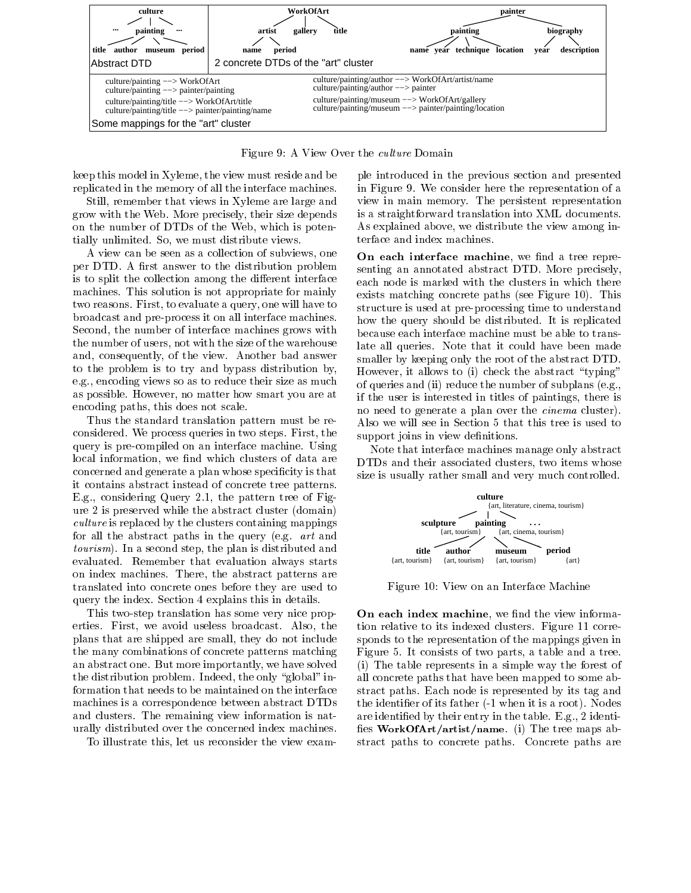| culture | WorkOfArt | painter |
|---|---|---|
| ... painting ... | artist gallery title | painting biography |
| title author museum period | name period | name year technique location year description |
| Abstract DTD | 2 concrete DTDs of the "art" cluster | |

culture/painting --> WorkOfArt
culture/painting --> painter/painting
culture/painting/title --> WorkOfArt/title
culture/painting/title --> painter/painting/name
culture/painting/author --> WorkOfArt/artist/name
culture/painting/author --> painter
culture/painting/museum --> WorkOfArt/gallery
culture/painting/museum --> painter/painting/location

Some mappings for the "art" cluster

Figure 9: A View Over the *culture* Domain

keep this model in Xyleme, the view must reside and be replicated in the memory of all the interface machines.

Still, remember that views in Xyleme are large and grow with the Web. More precisely, their size depends on the number of DTDs of the Web, which is potentially unlimited. So, we must distribute views.

A view can be seen as a collection of subviews, one per DTD. A first answer to the distribution problem is to split the collection among the different interface machines. This solution is not appropriate for mainly two reasons. First, to evaluate a query, one will have to broadcast and pre-process it on all interface machines. Second, the number of interface machines grows with the number of users, not with the size of the warehouse and, consequently, of the view. Another bad answer to the problem is to try and bypass distribution by, e.g., encoding views so as to reduce their size as much as possible. However, no matter how smart you are at encoding paths, this does not scale.

Thus the standard translation pattern must be reconsidered. We process queries in two steps. First, the query is pre-compiled on an interface machine. Using local information, we find which clusters of data are concerned and generate a plan whose specificity is that it contains abstract instead of concrete tree patterns. E.g., considering Query 2.1, the pattern tree of Figure 2 is preserved while the abstract cluster (domain) *culture* is replaced by the clusters containing mappings for all the abstract paths in the query (e.g. *art* and *tourism*). In a second step, the plan is distributed and evaluated. Remember that evaluation always starts on index machines. There, the abstract patterns are translated into concrete ones before they are used to query the index. Section 4 explains this in details.

This two-step translation has some very nice properties. First, we avoid useless broadcast. Also, the plans that are shipped are small, they do not include the many combinations of concrete patterns matching an abstract one. But more importantly, we have solved the distribution problem. Indeed, the only "global" information that needs to be maintained on the interface machines is a correspondence between abstract DTDs and clusters. The remaining view information is naturally distributed over the concerned index machines.

To illustrate this, let us reconsider the view example introduced in the previous section and presented in Figure 9. We consider here the representation of a view in main memory. The persistent representation is a straightforward translation into XML documents. As explained above, we distribute the view among interface and index machines.

**On each interface machine**, we find a tree representing an annotated abstract DTD. More precisely, each node is marked with the clusters in which there exists matching concrete paths (see Figure 10). This structure is used at pre-processing time to understand how the query should be distributed. It is replicated because each interface machine must be able to translate all queries. Note that it could have been made smaller by keeping only the root of the abstract DTD. However, it allows to (i) check the abstract "typing" of queries and (ii) reduce the number of subplans (e.g., if the user is interested in titles of paintings, there is no need to generate a plan over the *cinema* cluster). Also we will see in Section 5 that this tree is used to support joins in view definitions.

Note that interface machines manage only abstract DTDs and their associated clusters, two items whose size is usually rather small and very much controlled.

culture {art, literature, cinema, tourism}
sculpture {art, tourism} — painting {art, cinema, tourism} — ...
title {art, tourism} — author {art, tourism} — museum {art, tourism} — period {art}

Figure 10: View on an Interface Machine

**On each index machine**, we find the view information relative to its indexed clusters. Figure 11 corresponds to the representation of the mappings given in Figure 5. It consists of two parts, a table and a tree. (i) The table represents in a simple way the forest of all concrete paths that have been mapped to some abstract paths. Each node is represented by its tag and the identifier of its father (-1 when it is a root). Nodes are identified by their entry in the table. E.g., 2 identifies **WorkOfArt/artist/name**. (i) The tree maps abstract paths to concrete paths. Concrete paths are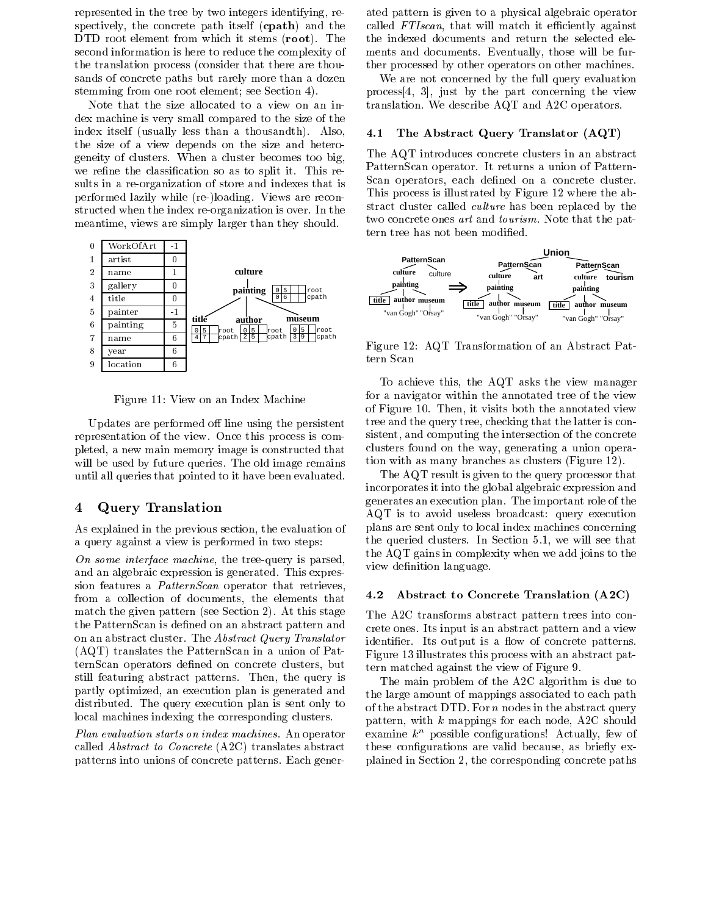represented in the tree by two integers identifying, respectively, the concrete path itself (**cpath**) and the DTD root element from which it stems (**root**). The second information is here to reduce the complexity of the translation process (consider that there are thousands of concrete paths but rarely more than a dozen stemming from one root element; see Section 4).

Note that the size allocated to a view on an index machine is very small compared to the size of the index itself (usually less than a thousandth). Also, the size of a view depends on the size and heterogeneity of clusters. When a cluster becomes too big, we refine the classification so as to split it. This results in a re-organization of store and indexes that is performed lazily while (re-)loading. Views are reconstructed when the index re-organization is over. In the meantime, views are simply larger than they should.

| | | |
|---|---|---|
| 0 | WorkOfArt | -1 |
| 1 | artist | 0 |
| 2 | name | 1 |
| 3 | gallery | 0 |
| 4 | title | 0 |
| 5 | painter | -1 |
| 6 | painting | 5 |
| 7 | name | 6 |
| 8 | year | 6 |
| 9 | location | 6 |

Figure 11: View on an Index Machine

Updates are performed off line using the persistent representation of the view. Once this process is completed, a new main memory image is constructed that will be used by future queries. The old image remains until all queries that pointed to it have been evaluated.

# 4 Query Translation

As explained in the previous section, the evaluation of a query against a view is performed in two steps:

*On some interface machine*, the tree-query is parsed, and an algebraic expression is generated. This expression features a *PatternScan* operator that retrieves, from a collection of documents, the elements that match the given pattern (see Section 2). At this stage the PatternScan is defined on an abstract pattern and on an abstract cluster. The *Abstract Query Translator* (AQT) translates the PatternScan in a union of PatternScan operators defined on concrete clusters, but still featuring abstract patterns. Then, the query is partly optimized, an execution plan is generated and distributed. The query execution plan is sent only to local machines indexing the corresponding clusters.

*Plan evaluation starts on index machines.* An operator called *Abstract to Concrete* (A2C) translates abstract patterns into unions of concrete patterns. Each generated pattern is given to a physical algebraic operator called *FTIscan*, that will match it efficiently against the indexed documents and return the selected elements and documents. Eventually, those will be further processed by other operators on other machines.

We are not concerned by the full query evaluation process[4, 3], just by the part concerning the view translation. We describe AQT and A2C operators.

## 4.1 The Abstract Query Translator (AQT)

The AQT introduces concrete clusters in an abstract PatternScan operator. It returns a union of PatternScan operators, each defined on a concrete cluster. This process is illustrated by Figure 12 where the abstract cluster called *culture* has been replaced by the two concrete ones *art* and *tourism*. Note that the pattern tree has not been modified.

Figure 12: AQT Transformation of an Abstract Pattern Scan

To achieve this, the AQT asks the view manager for a navigator within the annotated tree of the view of Figure 10. Then, it visits both the annotated view tree and the query tree, checking that the latter is consistent, and computing the intersection of the concrete clusters found on the way, generating a union operation with as many branches as clusters (Figure 12).

The AQT result is given to the query processor that incorporates it into the global algebraic expression and generates an execution plan. The important role of the AQT is to avoid useless broadcast: query execution plans are sent only to local index machines concerning the queried clusters. In Section 5.1, we will see that the AQT gains in complexity when we add joins to the view definition language.

## 4.2 Abstract to Concrete Translation (A2C)

The A2C transforms abstract pattern trees into concrete ones. Its input is an abstract pattern and a view identifier. Its output is a flow of concrete patterns. Figure 13 illustrates this process with an abstract pattern matched against the view of Figure 9.

The main problem of the A2C algorithm is due to the large amount of mappings associated to each path of the abstract DTD. For $n$ nodes in the abstract query pattern, with $k$ mappings for each node, A2C should examine $k^n$ possible configurations! Actually, few of these configurations are valid because, as briefly explained in Section 2, the corresponding concrete paths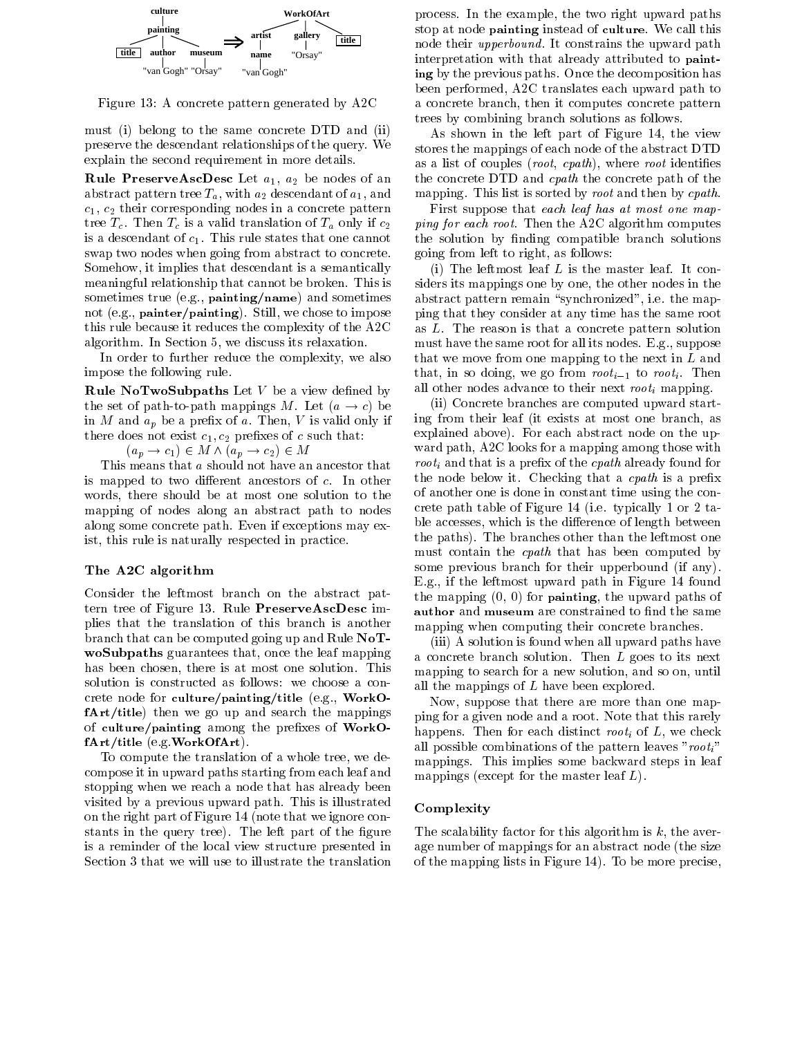Figure 13: A concrete pattern generated by A2C

must (i) belong to the same concrete DTD and (ii) preserve the descendant relationships of the query. We explain the second requirement in more details.

**Rule PreserveAscDesc** Let $a_1$, $a_2$ be nodes of an abstract pattern tree $T_a$, with $a_2$ descendant of $a_1$, and $c_1$, $c_2$ their corresponding nodes in a concrete pattern tree $T_c$. Then $T_c$ is a valid translation of $T_a$ only if $c_2$ is a descendant of $c_1$. This rule states that one cannot swap two nodes when going from abstract to concrete. Somehow, it implies that descendant is a semantically meaningful relationship that cannot be broken. This is sometimes true (e.g., **painting/name**) and sometimes not (e.g., **painter/painting**). Still, we chose to impose this rule because it reduces the complexity of the A2C algorithm. In Section 5, we discuss its relaxation.

In order to further reduce the complexity, we also impose the following rule.

**Rule NoTwoSubpaths** Let $V$ be a view defined by the set of path-to-path mappings $M$. Let $(a \rightarrow c)$ be in $M$ and $a_p$ be a prefix of $a$. Then, $V$ is valid only if there does not exist $c_1, c_2$ prefixes of $c$ such that:

$$(a_p \rightarrow c_1) \in M \wedge (a_p \rightarrow c_2) \in M$$

This means that $a$ should not have an ancestor that is mapped to two different ancestors of $c$. In other words, there should be at most one solution to the mapping of nodes along an abstract path to nodes along some concrete path. Even if exceptions may exist, this rule is naturally respected in practice.

### The A2C algorithm

Consider the leftmost branch on the abstract pattern tree of Figure 13. Rule **PreserveAscDesc** implies that the translation of this branch is another branch that can be computed going up and Rule **NoTwoSubpaths** guarantees that, once the leaf mapping has been chosen, there is at most one solution. This solution is constructed as follows: we choose a concrete node for **culture/painting/title** (e.g., **WorkOfArt/title**) then we go up and search the mappings of **culture/painting** among the prefixes of **WorkOfArt/title** (e.g.**WorkOfArt**).

To compute the translation of a whole tree, we decompose it in upward paths starting from each leaf and stopping when we reach a node that has already been visited by a previous upward path. This is illustrated on the right part of Figure 14 (note that we ignore constants in the query tree). The left part of the figure is a reminder of the local view structure presented in Section 3 that we will use to illustrate the translation process. In the example, the two right upward paths stop at node **painting** instead of **culture**. We call this node their *upperbound*. It constrains the upward path interpretation with that already attributed to **painting** by the previous paths. Once the decomposition has been performed, A2C translates each upward path to a concrete branch, then it computes concrete pattern trees by combining branch solutions as follows.

As shown in the left part of Figure 14, the view stores the mappings of each node of the abstract DTD as a list of couples (*root*, *cpath*), where *root* identifies the concrete DTD and *cpath* the concrete path of the mapping. This list is sorted by *root* and then by *cpath*.

First suppose that *each leaf has at most one mapping for each root*. Then the A2C algorithm computes the solution by finding compatible branch solutions going from left to right, as follows:

(i) The leftmost leaf $L$ is the master leaf. It considers its mappings one by one, the other nodes in the abstract pattern remain "synchronized", i.e. the mapping that they consider at any time has the same root as $L$. The reason is that a concrete pattern solution must have the same root for all its nodes. E.g., suppose that we move from one mapping to the next in $L$ and that, in so doing, we go from $root_{i-1}$ to $root_i$. Then all other nodes advance to their next $root_i$ mapping.

(ii) Concrete branches are computed upward starting from their leaf (it exists at most one branch, as explained above). For each abstract node on the upward path, A2C looks for a mapping among those with $root_i$ and that is a prefix of the *cpath* already found for the node below it. Checking that a *cpath* is a prefix of another one is done in constant time using the concrete path table of Figure 14 (i.e. typically 1 or 2 table accesses, which is the difference of length between the paths). The branches other than the leftmost one must contain the *cpath* that has been computed by some previous branch for their upperbound (if any). E.g., if the leftmost upward path in Figure 14 found the mapping (0, 0) for **painting**, the upward paths of **author** and **museum** are constrained to find the same mapping when computing their concrete branches.

(iii) A solution is found when all upward paths have a concrete branch solution. Then $L$ goes to its next mapping to search for a new solution, and so on, until all the mappings of $L$ have been explored.

Now, suppose that there are more than one mapping for a given node and a root. Note that this rarely happens. Then for each distinct $root_i$ of $L$, we check all possible combinations of the pattern leaves "$root_i$" mappings. This implies some backward steps in leaf mappings (except for the master leaf $L$).

### Complexity

The scalability factor for this algorithm is $k$, the average number of mappings for an abstract node (the size of the mapping lists in Figure 14). To be more precise,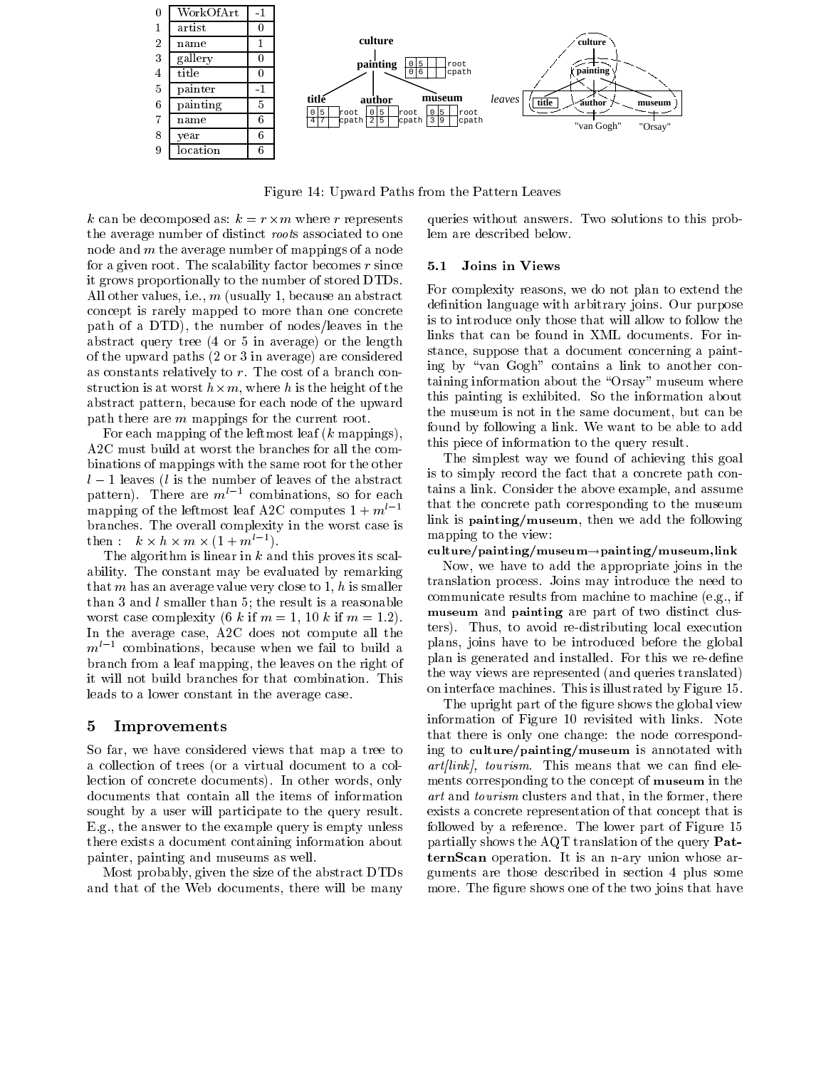| 0 | WorkOfArt | -1 |
|---|---|---|
| 1 | artist | 0 |
| 2 | name | 1 |
| 3 | gallery | 0 |
| 4 | title | 0 |
| 5 | painter | -1 |
| 6 | painting | 5 |
| 7 | name | 6 |
| 8 | year | 6 |
| 9 | location | 6 |

Figure 14: Upward Paths from the Pattern Leaves

$k$ can be decomposed as: $k = r \times m$ where $r$ represents the average number of distinct *root*s associated to one node and $m$ the average number of mappings of a node for a given root. The scalability factor becomes $r$ since it grows proportionally to the number of stored DTDs. All other values, i.e., $m$ (usually 1, because an abstract concept is rarely mapped to more than one concrete path of a DTD), the number of nodes/leaves in the abstract query tree (4 or 5 in average) or the length of the upward paths (2 or 3 in average) are considered as constants relatively to $r$. The cost of a branch construction is at worst $h \times m$, where $h$ is the height of the abstract pattern, because for each node of the upward path there are $m$ mappings for the current root.

For each mapping of the leftmost leaf ($k$ mappings), A2C must build at worst the branches for all the combinations of mappings with the same root for the other $l-1$ leaves ($l$ is the number of leaves of the abstract pattern). There are $m^{l-1}$ combinations, so for each mapping of the leftmost leaf A2C computes $1 + m^{l-1}$ branches. The overall complexity in the worst case is then : $k \times h \times m \times (1 + m^{l-1})$.

The algorithm is linear in $k$ and this proves its scalability. The constant may be evaluated by remarking that $m$ has an average value very close to 1, $h$ is smaller than 3 and $l$ smaller than 5; the result is a reasonable worst case complexity (6 $k$ if $m = 1$, 10 $k$ if $m = 1.2$). In the average case, A2C does not compute all the $m^{l-1}$ combinations, because when we fail to build a branch from a leaf mapping, the leaves on the right of it will not build branches for that combination. This leads to a lower constant in the average case.

# 5 Improvements

So far, we have considered views that map a tree to a collection of trees (or a virtual document to a collection of concrete documents). In other words, only documents that contain all the items of information sought by a user will participate to the query result. E.g., the answer to the example query is empty unless there exists a document containing information about painter, painting and museums as well.

Most probably, given the size of the abstract DTDs and that of the Web documents, there will be many queries without answers. Two solutions to this problem are described below.

## 5.1 Joins in Views

For complexity reasons, we do not plan to extend the definition language with arbitrary joins. Our purpose is to introduce only those that will allow to follow the links that can be found in XML documents. For instance, suppose that a document concerning a painting by "van Gogh" contains a link to another containing information about the "Orsay" museum where this painting is exhibited. So the information about the museum is not in the same document, but can be found by following a link. We want to be able to add this piece of information to the query result.

The simplest way we found of achieving this goal is to simply record the fact that a concrete path contains a link. Consider the above example, and assume that the concrete path corresponding to the museum link is **painting/museum**, then we add the following mapping to the view:

**culture/painting/museum**$\rightarrow$**painting/museum,link**

Now, we have to add the appropriate joins in the translation process. Joins may introduce the need to communicate results from machine to machine (e.g., if **museum** and **painting** are part of two distinct clusters). Thus, to avoid re-distributing local execution plans, joins have to be introduced before the global plan is generated and installed. For this we re-define the way views are represented (and queries translated) on interface machines. This is illustrated by Figure 15.

The upright part of the figure shows the global view information of Figure 10 revisited with links. Note that there is only one change: the node corresponding to **culture/painting/museum** is annotated with *art[link], tourism*. This means that we can find elements corresponding to the concept of **museum** in the *art* and *tourism* clusters and that, in the former, there exists a concrete representation of that concept that is followed by a reference. The lower part of Figure 15 partially shows the AQT translation of the query **PatternScan** operation. It is an n-ary union whose arguments are those described in section 4 plus some more. The figure shows one of the two joins that have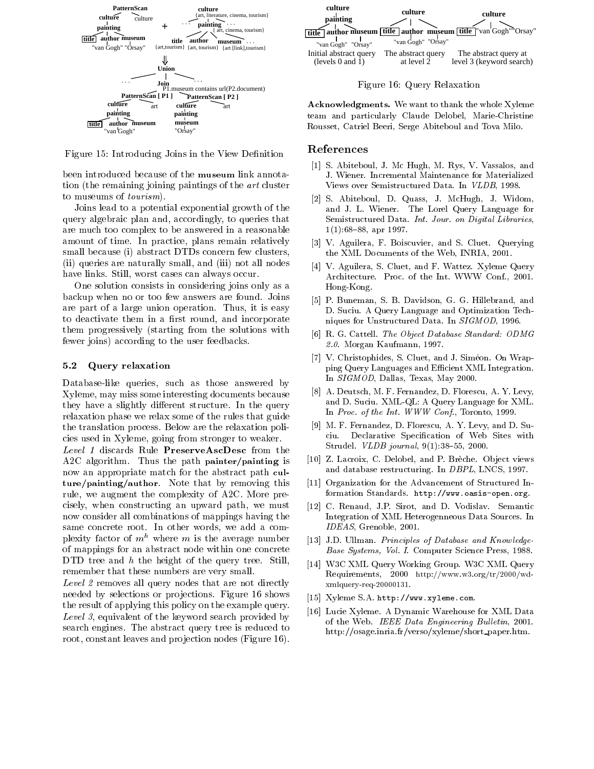Figure 15: Introducing Joins in the View Definition

been introduced because of the **museum** link annotation (the remaining joining paintings of the *art* cluster to museums of *tourism*).

Joins lead to a potential exponential growth of the query algebraic plan and, accordingly, to queries that are much too complex to be answered in a reasonable amount of time. In practice, plans remain relatively small because (i) abstract DTDs concern few clusters, (ii) queries are naturally small, and (iii) not all nodes have links. Still, worst cases can always occur.

One solution consists in considering joins only as a backup when no or too few answers are found. Joins are part of a large union operation. Thus, it is easy to deactivate them in a first round, and incorporate them progressively (starting from the solutions with fewer joins) according to the user feedbacks.

### 5.2 Query relaxation

Database-like queries, such as those answered by Xyleme, may miss some interesting documents because they have a slightly different structure. In the query relaxation phase we relax some of the rules that guide the translation process. Below are the relaxation policies used in Xyleme, going from stronger to weaker.

*Level 1* discards Rule **PreserveAscDesc** from the A2C algorithm. Thus the path **painter/painting** is now an appropriate match for the abstract path **culture/painting/author**. Note that by removing this rule, we augment the complexity of A2C. More precisely, when constructing an upward path, we must now consider all combinations of mappings having the same concrete root. In other words, we add a complexity factor of $m^h$ where $m$ is the average number of mappings for an abstract node within one concrete DTD tree and $h$ the height of the query tree. Still, remember that these numbers are very small.

*Level 2* removes all query nodes that are not directly needed by selections or projections. Figure 16 shows the result of applying this policy on the example query.

*Level 3*, equivalent of the keyword search provided by search engines. The abstract query tree is reduced to root, constant leaves and projection nodes (Figure 16).

Initial abstract query (levels 0 and 1)

The abstract query at level 2

The abstract query at level 3 (keyword search)

Figure 16: Query Relaxation

**Acknowledgments.** We want to thank the whole Xyleme team and particularly Claude Delobel, Marie-Christine Rousset, Catriel Beeri, Serge Abiteboul and Tova Milo.

## References

[1] S. Abiteboul, J. Mc Hugh, M. Rys, V. Vassalos, and J. Wiener. Incremental Maintenance for Materialized Views over Semistructured Data. In *VLDB*, 1998.

[2] S. Abiteboul, D. Quass, J. McHugh, J. Widom, and J. L. Wiener. The Lorel Query Language for Semistructured Data. *Int. Jour. on Digital Libraries*, 1(1):68–88, apr 1997.

[3] V. Aguilera, F. Boiscuvier, and S. Cluet. Querying the XML Documents of the Web, INRIA, 2001.

[4] V. Aguilera, S. Cluet, and F. Wattez. Xyleme Query Architecture. Proc. of the Int. WWW Conf., 2001. Hong-Kong.

[5] P. Buneman, S. B. Davidson, G. G. Hillebrand, and D. Suciu. A Query Language and Optimization Techniques for Unstructured Data. In *SIGMOD*, 1996.

[6] R. G. Cattell. *The Object Database Standard: ODMG 2.0*. Morgan Kaufmann, 1997.

[7] V. Christophides, S. Cluet, and J. Siméon. On Wrapping Query Languages and Efficient XML Integration. In *SIGMOD*, Dallas, Texas, May 2000.

[8] A. Deutsch, M. F. Fernandez, D. Florescu, A. Y. Levy, and D. Suciu. XML-QL: A Query Language for XML. In *Proc. of the Int. WWW Conf.*, Toronto, 1999.

[9] M. F. Fernandez, D. Florescu, A. Y. Levy, and D. Suciu. Declarative Specification of Web Sites with Strudel. *VLDB journal*, 9(1):38–55, 2000.

[10] Z. Lacroix, C. Delobel, and P. Brèche. Object views and database restructuring. In *DBPL*, LNCS, 1997.

[11] Organization for the Advancement of Structured Information Standards. http://www.oasis-open.org.

[12] C. Renaud, J.P. Sirot, and D. Vodislav. Semantic Integration of XML Heterogeneous Data Sources. In *IDEAS*, Grenoble, 2001.

[13] J.D. Ullman. *Principles of Database and Knowledge-Base Systems, Vol. I.* Computer Science Press, 1988.

[14] W3C XML Query Working Group. W3C XML Query Requirements, 2000 http://www.w3.org/tr/2000/wd-xmlquery-req-20000131.

[15] Xyleme S.A. http://www.xyleme.com.

[16] Lucie Xyleme. A Dynamic Warehouse for XML Data of the Web. *IEEE Data Engineering Bulletin*, 2001. http://osage.inria.fr/verso/xyleme/short_paper.htm.